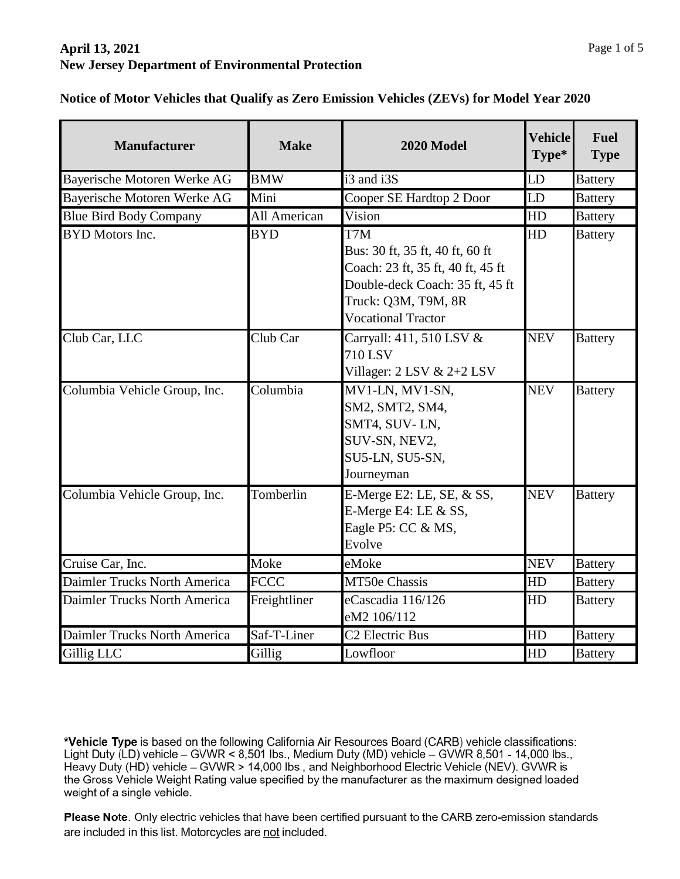**April 13, 2021**
**New Jersey Department of Environmental Protection**

**Notice of Motor Vehicles that Qualify as Zero Emission Vehicles (ZEVs) for Model Year 2020**

| Manufacturer | Make | 2020 Model | Vehicle Type* | Fuel Type |
|---|---|---|---|---|
| Bayerische Motoren Werke AG | BMW | i3 and i3S | LD | Battery |
| Bayerische Motoren Werke AG | Mini | Cooper SE Hardtop 2 Door | LD | Battery |
| Blue Bird Body Company | All American | Vision | HD | Battery |
| BYD Motors Inc. | BYD | T7M<br>Bus: 30 ft, 35 ft, 40 ft, 60 ft<br>Coach: 23 ft, 35 ft, 40 ft, 45 ft<br>Double-deck Coach: 35 ft, 45 ft<br>Truck: Q3M, T9M, 8R<br>Vocational Tractor | HD | Battery |
| Club Car, LLC | Club Car | Carryall: 411, 510 LSV &<br>710 LSV<br>Villager: 2 LSV & 2+2 LSV | NEV | Battery |
| Columbia Vehicle Group, Inc. | Columbia | MV1-LN, MV1-SN,<br>SM2, SMT2, SM4,<br>SMT4, SUV- LN,<br>SUV-SN, NEV2,<br>SU5-LN, SU5-SN,<br>Journeyman | NEV | Battery |
| Columbia Vehicle Group, Inc. | Tomberlin | E-Merge E2: LE, SE, & SS,<br>E-Merge E4: LE & SS,<br>Eagle P5: CC & MS,<br>Evolve | NEV | Battery |
| Cruise Car, Inc. | Moke | eMoke | NEV | Battery |
| Daimler Trucks North America | FCCC | MT50e Chassis | HD | Battery |
| Daimler Trucks North America | Freightliner | eCascadia 116/126<br>eM2 106/112 | HD | Battery |
| Daimler Trucks North America | Saf-T-Liner | C2 Electric Bus | HD | Battery |
| Gillig LLC | Gillig | Lowfloor | HD | Battery |

***Vehicle Type** is based on the following California Air Resources Board (CARB) vehicle classifications: Light Duty (LD) vehicle – GVWR < 8,501 lbs., Medium Duty (MD) vehicle – GVWR 8,501 - 14,000 lbs., Heavy Duty (HD) vehicle – GVWR > 14,000 lbs., and Neighborhood Electric Vehicle (NEV). GVWR is the Gross Vehicle Weight Rating value specified by the manufacturer as the maximum designed loaded weight of a single vehicle.

**Please Note**: Only electric vehicles that have been certified pursuant to the CARB zero-emission standards are included in this list. Motorcycles are not included.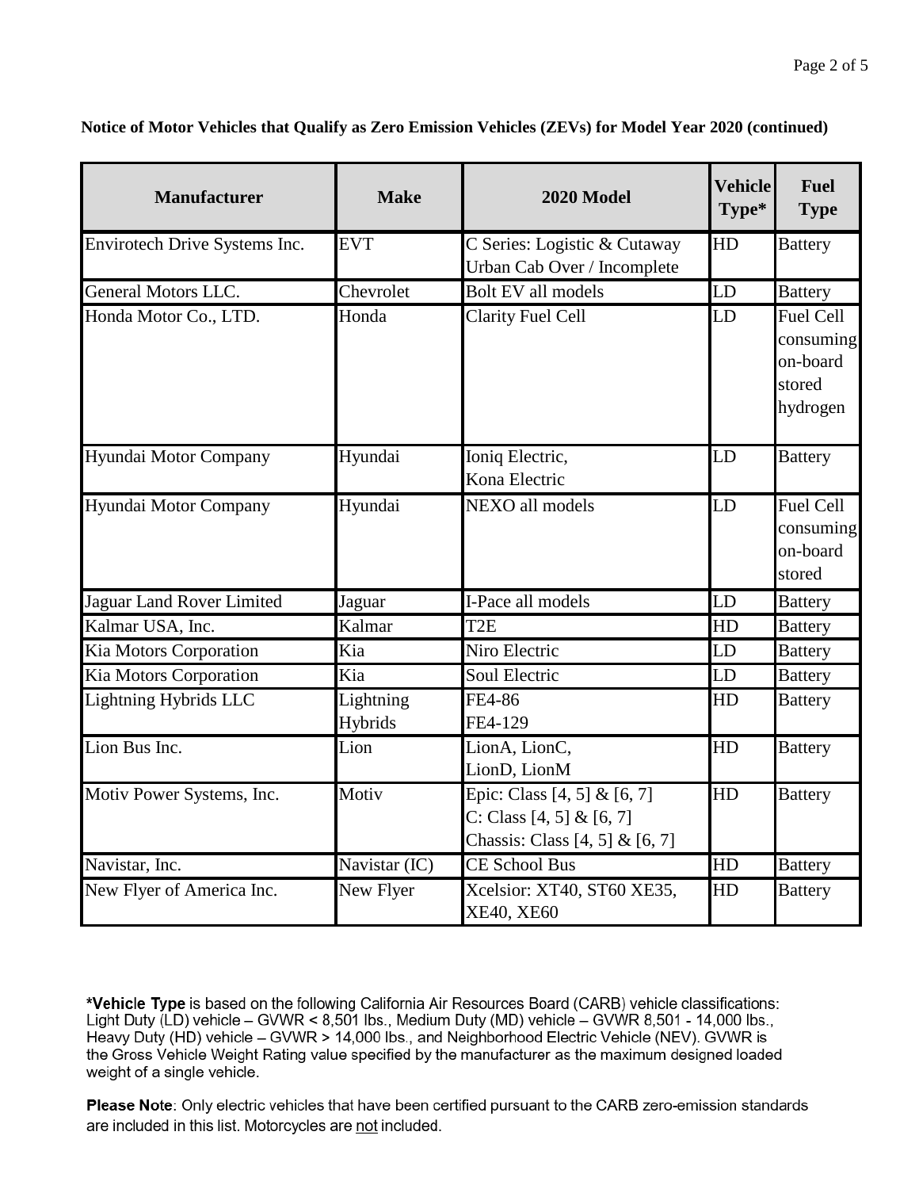**Notice of Motor Vehicles that Qualify as Zero Emission Vehicles (ZEVs) for Model Year 2020 (continued)**

| Manufacturer | Make | 2020 Model | Vehicle Type* | Fuel Type |
|---|---|---|---|---|
| Envirotech Drive Systems Inc. | EVT | C Series: Logistic & Cutaway Urban Cab Over / Incomplete | HD | Battery |
| General Motors LLC. | Chevrolet | Bolt EV all models | LD | Battery |
| Honda Motor Co., LTD. | Honda | Clarity Fuel Cell | LD | Fuel Cell consuming on-board stored hydrogen |
| Hyundai Motor Company | Hyundai | Ioniq Electric, Kona Electric | LD | Battery |
| Hyundai Motor Company | Hyundai | NEXO all models | LD | Fuel Cell consuming on-board stored |
| Jaguar Land Rover Limited | Jaguar | I-Pace all models | LD | Battery |
| Kalmar USA, Inc. | Kalmar | T2E | HD | Battery |
| Kia Motors Corporation | Kia | Niro Electric | LD | Battery |
| Kia Motors Corporation | Kia | Soul Electric | LD | Battery |
| Lightning Hybrids LLC | Lightning Hybrids | FE4-86 FE4-129 | HD | Battery |
| Lion Bus Inc. | Lion | LionA, LionC, LionD, LionM | HD | Battery |
| Motiv Power Systems, Inc. | Motiv | Epic: Class [4, 5] & [6, 7] C: Class [4, 5] & [6, 7] Chassis: Class [4, 5] & [6, 7] | HD | Battery |
| Navistar, Inc. | Navistar (IC) | CE School Bus | HD | Battery |
| New Flyer of America Inc. | New Flyer | Xcelsior: XT40, ST60 XE35, XE40, XE60 | HD | Battery |

***Vehicle Type** is based on the following California Air Resources Board (CARB) vehicle classifications: Light Duty (LD) vehicle – GVWR < 8,501 lbs., Medium Duty (MD) vehicle – GVWR 8,501 - 14,000 lbs., Heavy Duty (HD) vehicle – GVWR > 14,000 lbs., and Neighborhood Electric Vehicle (NEV). GVWR is the Gross Vehicle Weight Rating value specified by the manufacturer as the maximum designed loaded weight of a single vehicle.

**Please Note**: Only electric vehicles that have been certified pursuant to the CARB zero-emission standards are included in this list. Motorcycles are not included.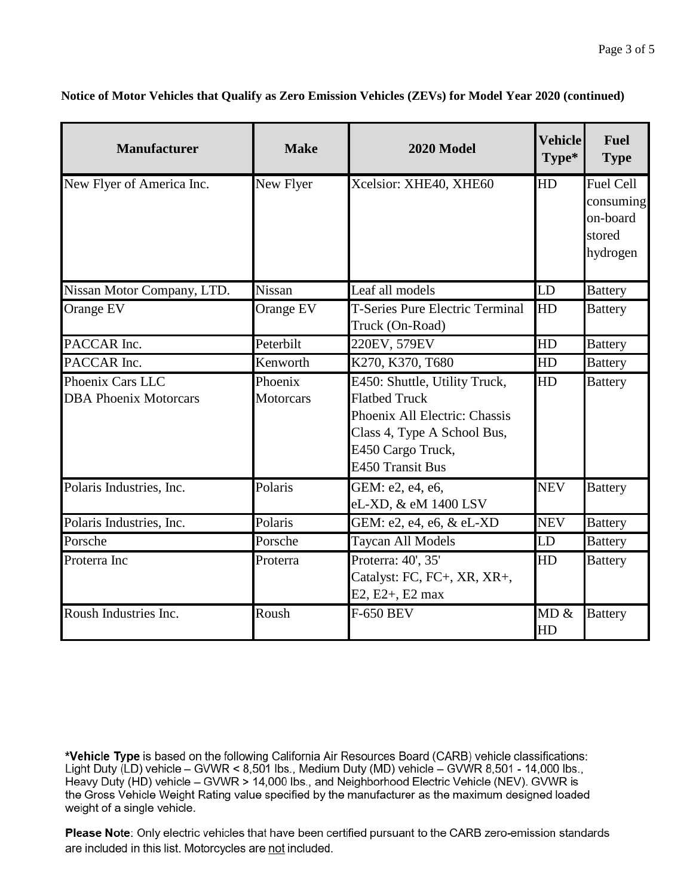**Notice of Motor Vehicles that Qualify as Zero Emission Vehicles (ZEVs) for Model Year 2020 (continued)**

| Manufacturer | Make | 2020 Model | Vehicle Type* | Fuel Type |
|---|---|---|---|---|
| New Flyer of America Inc. | New Flyer | Xcelsior: XHE40, XHE60 | HD | Fuel Cell consuming on-board stored hydrogen |
| Nissan Motor Company, LTD. | Nissan | Leaf all models | LD | Battery |
| Orange EV | Orange EV | T-Series Pure Electric Terminal Truck (On-Road) | HD | Battery |
| PACCAR Inc. | Peterbilt | 220EV, 579EV | HD | Battery |
| PACCAR Inc. | Kenworth | K270, K370, T680 | HD | Battery |
| Phoenix Cars LLC DBA Phoenix Motorcars | Phoenix Motorcars | E450: Shuttle, Utility Truck, Flatbed Truck Phoenix All Electric: Chassis Class 4, Type A School Bus, E450 Cargo Truck, E450 Transit Bus | HD | Battery |
| Polaris Industries, Inc. | Polaris | GEM: e2, e4, e6, eL-XD, & eM 1400 LSV | NEV | Battery |
| Polaris Industries, Inc. | Polaris | GEM: e2, e4, e6, & eL-XD | NEV | Battery |
| Porsche | Porsche | Taycan All Models | LD | Battery |
| Proterra Inc | Proterra | Proterra: 40', 35' Catalyst: FC, FC+, XR, XR+, E2, E2+, E2 max | HD | Battery |
| Roush Industries Inc. | Roush | F-650 BEV | MD & HD | Battery |

***Vehicle Type** is based on the following California Air Resources Board (CARB) vehicle classifications: Light Duty (LD) vehicle – GVWR < 8,501 lbs., Medium Duty (MD) vehicle – GVWR 8,501 - 14,000 lbs., Heavy Duty (HD) vehicle – GVWR > 14,000 lbs., and Neighborhood Electric Vehicle (NEV). GVWR is the Gross Vehicle Weight Rating value specified by the manufacturer as the maximum designed loaded weight of a single vehicle.

**Please Note**: Only electric vehicles that have been certified pursuant to the CARB zero-emission standards are included in this list. Motorcycles are not included.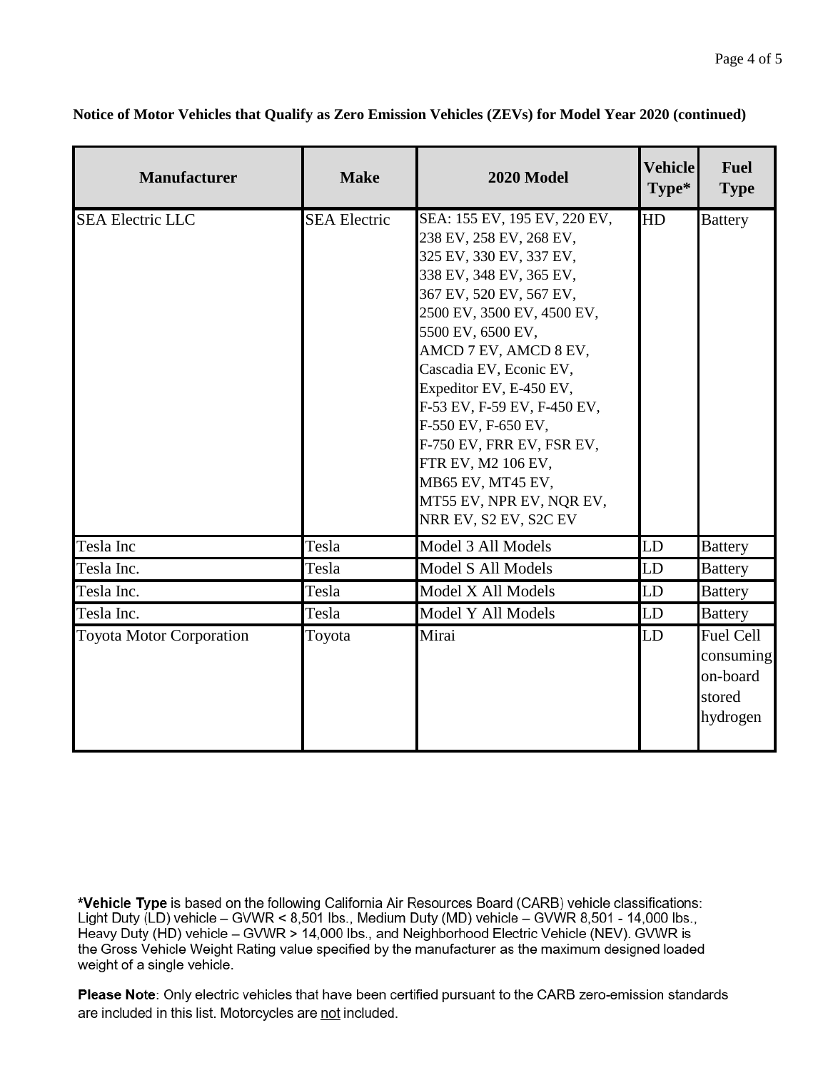**Notice of Motor Vehicles that Qualify as Zero Emission Vehicles (ZEVs) for Model Year 2020 (continued)**

| Manufacturer | Make | 2020 Model | Vehicle Type* | Fuel Type |
|---|---|---|---|---|
| SEA Electric LLC | SEA Electric | SEA: 155 EV, 195 EV, 220 EV, 238 EV, 258 EV, 268 EV, 325 EV, 330 EV, 337 EV, 338 EV, 348 EV, 365 EV, 367 EV, 520 EV, 567 EV, 2500 EV, 3500 EV, 4500 EV, 5500 EV, 6500 EV, AMCD 7 EV, AMCD 8 EV, Cascadia EV, Econic EV, Expeditor EV, E-450 EV, F-53 EV, F-59 EV, F-450 EV, F-550 EV, F-650 EV, F-750 EV, FRR EV, FSR EV, FTR EV, M2 106 EV, MB65 EV, MT45 EV, MT55 EV, NPR EV, NQR EV, NRR EV, S2 EV, S2C EV | HD | Battery |
| Tesla Inc | Tesla | Model 3 All Models | LD | Battery |
| Tesla Inc. | Tesla | Model S All Models | LD | Battery |
| Tesla Inc. | Tesla | Model X All Models | LD | Battery |
| Tesla Inc. | Tesla | Model Y All Models | LD | Battery |
| Toyota Motor Corporation | Toyota | Mirai | LD | Fuel Cell consuming on-board stored hydrogen |

**\*Vehicle Type** is based on the following California Air Resources Board (CARB) vehicle classifications: Light Duty (LD) vehicle – GVWR < 8,501 lbs., Medium Duty (MD) vehicle – GVWR 8,501 - 14,000 lbs., Heavy Duty (HD) vehicle – GVWR > 14,000 lbs., and Neighborhood Electric Vehicle (NEV). GVWR is the Gross Vehicle Weight Rating value specified by the manufacturer as the maximum designed loaded weight of a single vehicle.

**Please Note**: Only electric vehicles that have been certified pursuant to the CARB zero-emission standards are included in this list. Motorcycles are <u>not</u> included.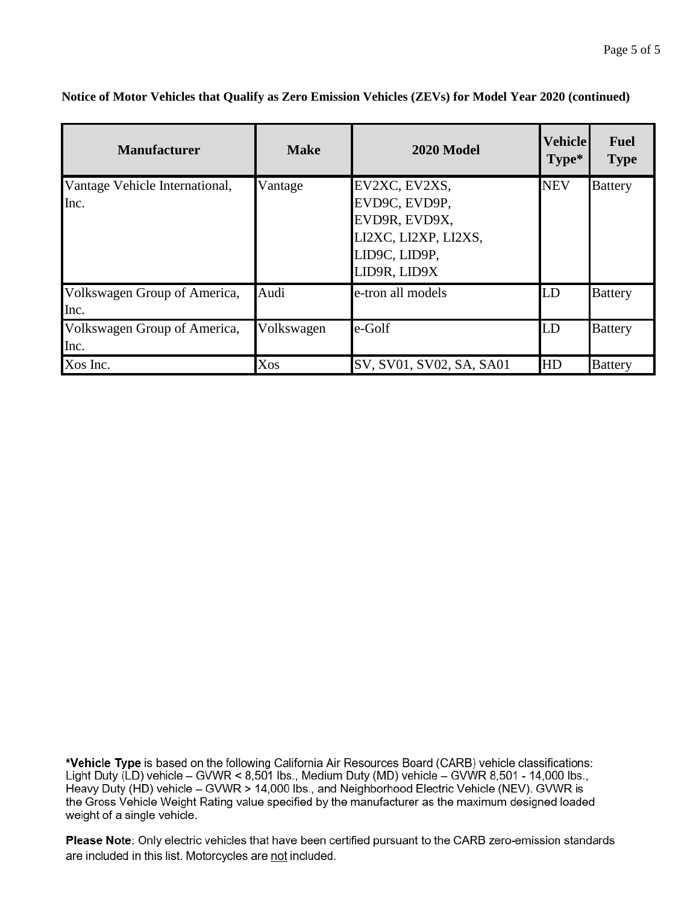**Notice of Motor Vehicles that Qualify as Zero Emission Vehicles (ZEVs) for Model Year 2020 (continued)**

| Manufacturer | Make | 2020 Model | Vehicle Type* | Fuel Type |
|---|---|---|---|---|
| Vantage Vehicle International, Inc. | Vantage | EV2XC, EV2XS, EVD9C, EVD9P, EVD9R, EVD9X, LI2XC, LI2XP, LI2XS, LID9C, LID9P, LID9R, LID9X | NEV | Battery |
| Volkswagen Group of America, Inc. | Audi | e-tron all models | LD | Battery |
| Volkswagen Group of America, Inc. | Volkswagen | e-Golf | LD | Battery |
| Xos Inc. | Xos | SV, SV01, SV02, SA, SA01 | HD | Battery |

***Vehicle Type** is based on the following California Air Resources Board (CARB) vehicle classifications: Light Duty (LD) vehicle – GVWR < 8,501 lbs., Medium Duty (MD) vehicle – GVWR 8,501 - 14,000 lbs., Heavy Duty (HD) vehicle – GVWR > 14,000 lbs., and Neighborhood Electric Vehicle (NEV). GVWR is the Gross Vehicle Weight Rating value specified by the manufacturer as the maximum designed loaded weight of a single vehicle.

**Please Note**: Only electric vehicles that have been certified pursuant to the CARB zero-emission standards are included in this list. Motorcycles are not included.